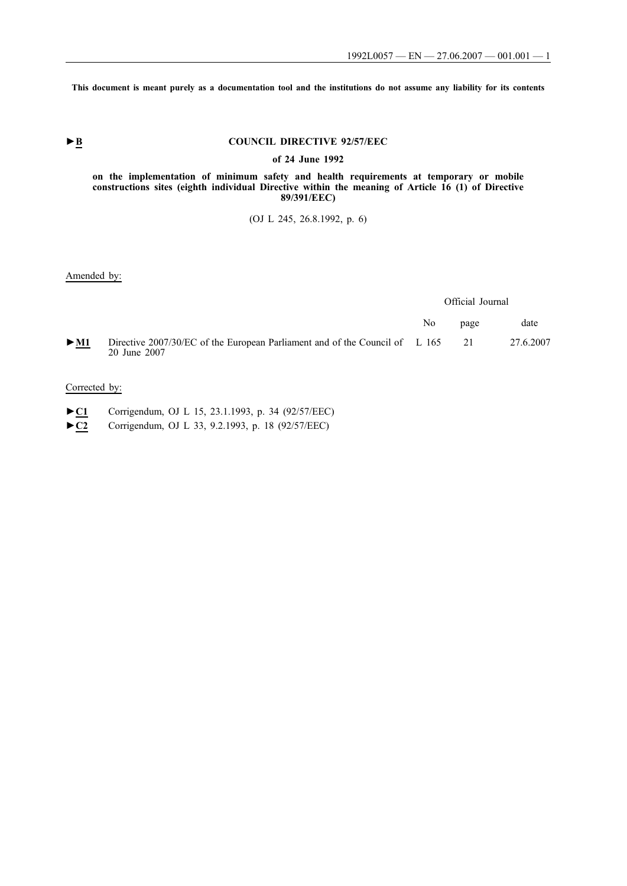**This document is meant purely as a documentation tool and the institutions do not assume any liability for its contents**

►B

# COUNCIL DIRECTIVE 92/57/EEC

**of 24 June 1992**

**on the implementation of minimum safety and health requirements at temporary or mobile constructions sites (eighth individual Directive within the meaning of Article 16 (1) of Directive 89/391/EEC)**

(OJ L 245, 26.8.1992, p. 6)

Amended by:

| | | Official Journal | | |
|---|---|---|---|---|
| | | No | page | date |
| ►M1 | Directive 2007/30/EC of the European Parliament and of the Council of 20 June 2007 | L 165 | 21 | 27.6.2007 |

Corrected by:

►C1 Corrigendum, OJ L 15, 23.1.1993, p. 34 (92/57/EEC)

►C2 Corrigendum, OJ L 33, 9.2.1993, p. 18 (92/57/EEC)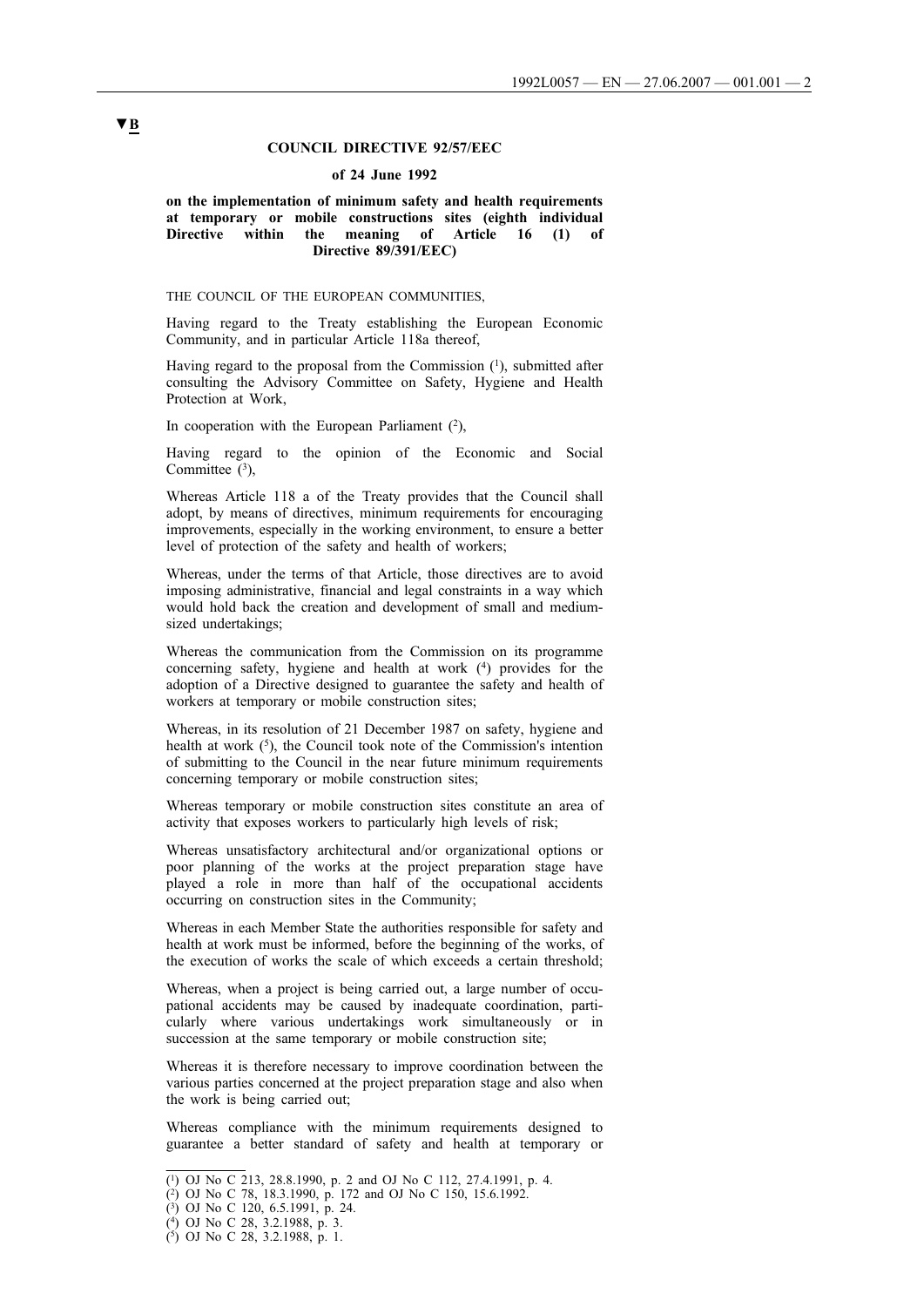▼B

**COUNCIL DIRECTIVE 92/57/EEC**

**of 24 June 1992**

**on the implementation of minimum safety and health requirements at temporary or mobile constructions sites (eighth individual Directive within the meaning of Article 16 (1) of Directive 89/391/EEC)**

THE COUNCIL OF THE EUROPEAN COMMUNITIES,

Having regard to the Treaty establishing the European Economic Community, and in particular Article 118a thereof,

Having regard to the proposal from the Commission [1], submitted after consulting the Advisory Committee on Safety, Hygiene and Health Protection at Work,

In cooperation with the European Parliament [2],

Having regard to the opinion of the Economic and Social Committee [3],

Whereas Article 118 a of the Treaty provides that the Council shall adopt, by means of directives, minimum requirements for encouraging improvements, especially in the working environment, to ensure a better level of protection of the safety and health of workers;

Whereas, under the terms of that Article, those directives are to avoid imposing administrative, financial and legal constraints in a way which would hold back the creation and development of small and medium-sized undertakings;

Whereas the communication from the Commission on its programme concerning safety, hygiene and health at work [4] provides for the adoption of a Directive designed to guarantee the safety and health of workers at temporary or mobile construction sites;

Whereas, in its resolution of 21 December 1987 on safety, hygiene and health at work [5], the Council took note of the Commission's intention of submitting to the Council in the near future minimum requirements concerning temporary or mobile construction sites;

Whereas temporary or mobile construction sites constitute an area of activity that exposes workers to particularly high levels of risk;

Whereas unsatisfactory architectural and/or organizational options or poor planning of the works at the project preparation stage have played a role in more than half of the occupational accidents occurring on construction sites in the Community;

Whereas in each Member State the authorities responsible for safety and health at work must be informed, before the beginning of the works, of the execution of works the scale of which exceeds a certain threshold;

Whereas, when a project is being carried out, a large number of occupational accidents may be caused by inadequate coordination, particularly where various undertakings work simultaneously or in succession at the same temporary or mobile construction site;

Whereas it is therefore necessary to improve coordination between the various parties concerned at the project preparation stage and also when the work is being carried out;

Whereas compliance with the minimum requirements designed to guarantee a better standard of safety and health at temporary or

---

[1] OJ No C 213, 28.8.1990, p. 2 and OJ No C 112, 27.4.1991, p. 4.

[2] OJ No C 78, 18.3.1990, p. 172 and OJ No C 150, 15.6.1992.

[3] OJ No C 120, 6.5.1991, p. 24.

[4] OJ No C 28, 3.2.1988, p. 3.

[5] OJ No C 28, 3.2.1988, p. 1.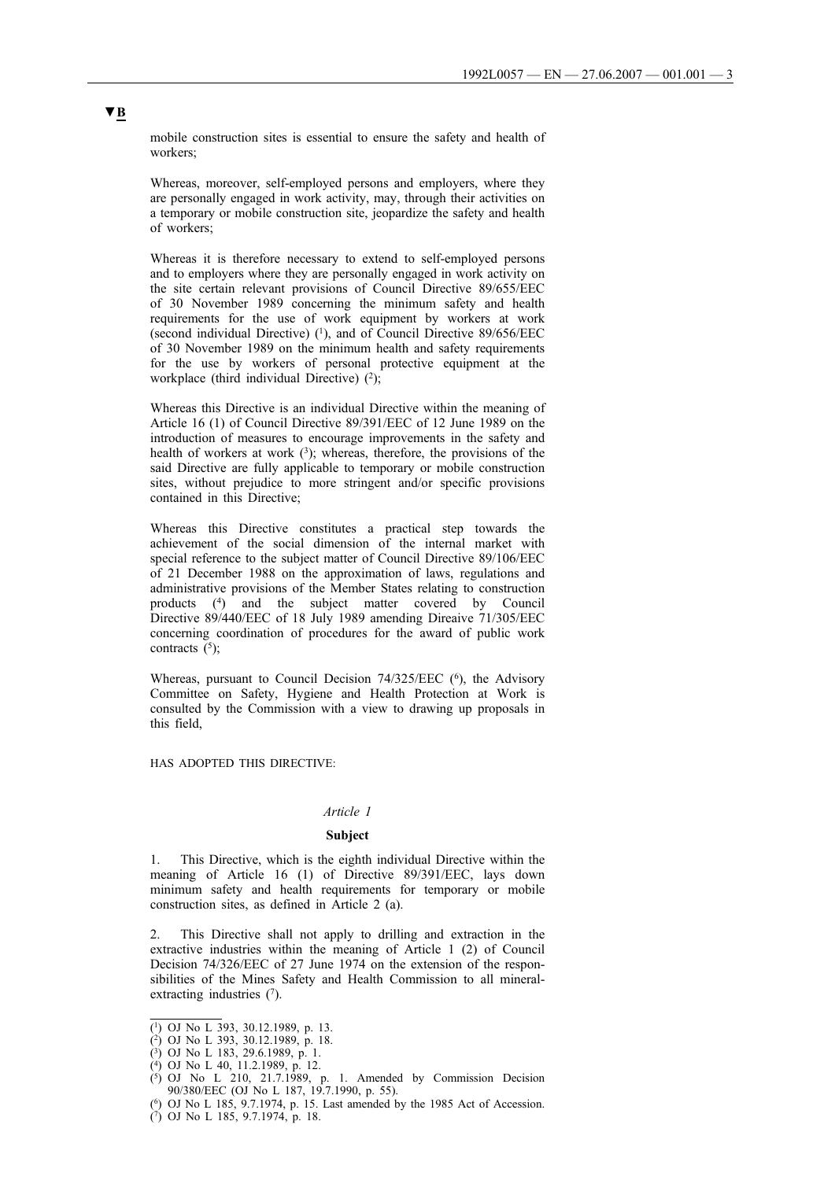▼B

mobile construction sites is essential to ensure the safety and health of workers;

Whereas, moreover, self-employed persons and employers, where they are personally engaged in work activity, may, through their activities on a temporary or mobile construction site, jeopardize the safety and health of workers;

Whereas it is therefore necessary to extend to self-employed persons and to employers where they are personally engaged in work activity on the site certain relevant provisions of Council Directive 89/655/EEC of 30 November 1989 concerning the minimum safety and health requirements for the use of work equipment by workers at work (second individual Directive) [1], and of Council Directive 89/656/EEC of 30 November 1989 on the minimum health and safety requirements for the use by workers of personal protective equipment at the workplace (third individual Directive) [2];

Whereas this Directive is an individual Directive within the meaning of Article 16 (1) of Council Directive 89/391/EEC of 12 June 1989 on the introduction of measures to encourage improvements in the safety and health of workers at work [3]; whereas, therefore, the provisions of the said Directive are fully applicable to temporary or mobile construction sites, without prejudice to more stringent and/or specific provisions contained in this Directive;

Whereas this Directive constitutes a practical step towards the achievement of the social dimension of the internal market with special reference to the subject matter of Council Directive 89/106/EEC of 21 December 1988 on the approximation of laws, regulations and administrative provisions of the Member States relating to construction products [4] and the subject matter covered by Council Directive 89/440/EEC of 18 July 1989 amending Direaive 71/305/EEC concerning coordination of procedures for the award of public work contracts [5];

Whereas, pursuant to Council Decision 74/325/EEC [6], the Advisory Committee on Safety, Hygiene and Health Protection at Work is consulted by the Commission with a view to drawing up proposals in this field,

HAS ADOPTED THIS DIRECTIVE:

*Article 1*

**Subject**

1. This Directive, which is the eighth individual Directive within the meaning of Article 16 (1) of Directive 89/391/EEC, lays down minimum safety and health requirements for temporary or mobile construction sites, as defined in Article 2 (a).

2. This Directive shall not apply to drilling and extraction in the extractive industries within the meaning of Article 1 (2) of Council Decision 74/326/EEC of 27 June 1974 on the extension of the responsibilities of the Mines Safety and Health Commission to all mineral-extracting industries [7].

---

[1] OJ No L 393, 30.12.1989, p. 13.

[2] OJ No L 393, 30.12.1989, p. 18.

[3] OJ No L 183, 29.6.1989, p. 1.

[4] OJ No L 40, 11.2.1989, p. 12.

[5] OJ No L 210, 21.7.1989, p. 1. Amended by Commission Decision 90/380/EEC (OJ No L 187, 19.7.1990, p. 55).

[6] OJ No L 185, 9.7.1974, p. 15. Last amended by the 1985 Act of Accession.

[7] OJ No L 185, 9.7.1974, p. 18.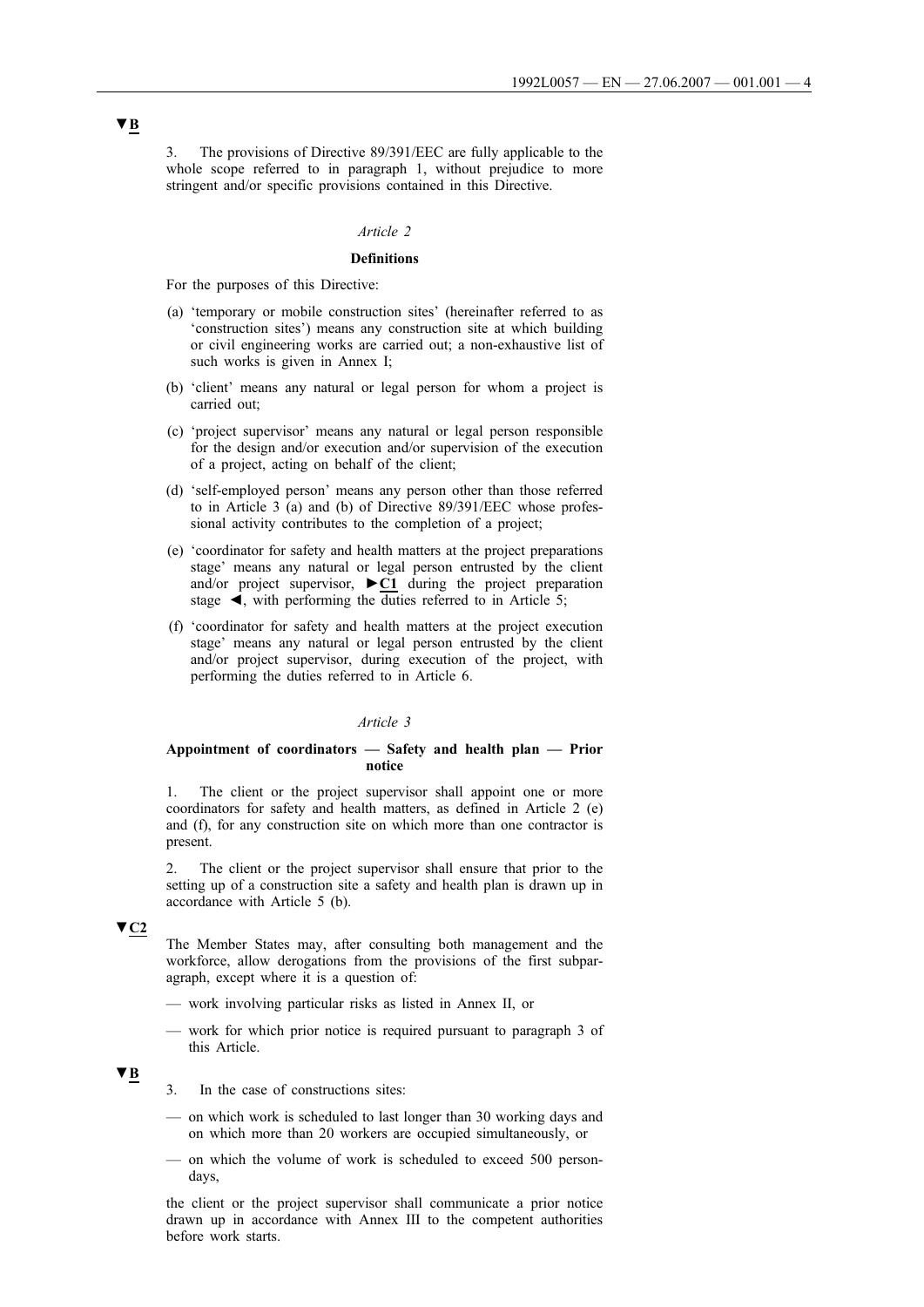▼B

3. The provisions of Directive 89/391/EEC are fully applicable to the whole scope referred to in paragraph 1, without prejudice to more stringent and/or specific provisions contained in this Directive.

*Article 2*

**Definitions**

For the purposes of this Directive:

(a) 'temporary or mobile construction sites' (hereinafter referred to as 'construction sites') means any construction site at which building or civil engineering works are carried out; a non-exhaustive list of such works is given in Annex I;

(b) 'client' means any natural or legal person for whom a project is carried out;

(c) 'project supervisor' means any natural or legal person responsible for the design and/or execution and/or supervision of the execution of a project, acting on behalf of the client;

(d) 'self-employed person' means any person other than those referred to in Article 3 (a) and (b) of Directive 89/391/EEC whose professional activity contributes to the completion of a project;

(e) 'coordinator for safety and health matters at the project preparations stage' means any natural or legal person entrusted by the client and/or project supervisor, ►C1 during the project preparation stage ◄, with performing the duties referred to in Article 5;

(f) 'coordinator for safety and health matters at the project execution stage' means any natural or legal person entrusted by the client and/or project supervisor, during execution of the project, with performing the duties referred to in Article 6.

*Article 3*

**Appointment of coordinators — Safety and health plan — Prior notice**

1. The client or the project supervisor shall appoint one or more coordinators for safety and health matters, as defined in Article 2 (e) and (f), for any construction site on which more than one contractor is present.

2. The client or the project supervisor shall ensure that prior to the setting up of a construction site a safety and health plan is drawn up in accordance with Article 5 (b).

▼C2

The Member States may, after consulting both management and the workforce, allow derogations from the provisions of the first subparagraph, except where it is a question of:

— work involving particular risks as listed in Annex II, or

— work for which prior notice is required pursuant to paragraph 3 of this Article.

▼B

3. In the case of constructions sites:

— on which work is scheduled to last longer than 30 working days and on which more than 20 workers are occupied simultaneously, or

— on which the volume of work is scheduled to exceed 500 person-days,

the client or the project supervisor shall communicate a prior notice drawn up in accordance with Annex III to the competent authorities before work starts.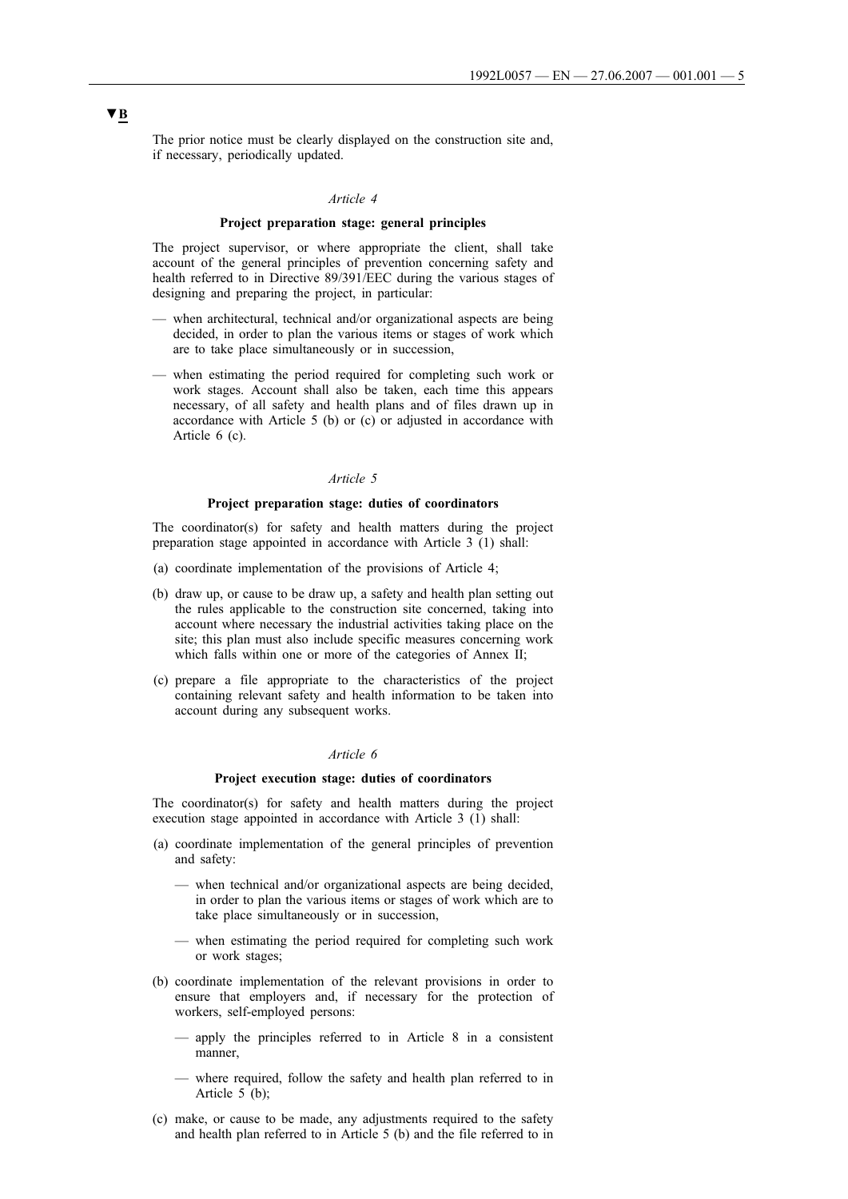▼B

The prior notice must be clearly displayed on the construction site and, if necessary, periodically updated.

*Article 4*

**Project preparation stage: general principles**

The project supervisor, or where appropriate the client, shall take account of the general principles of prevention concerning safety and health referred to in Directive 89/391/EEC during the various stages of designing and preparing the project, in particular:

- when architectural, technical and/or organizational aspects are being decided, in order to plan the various items or stages of work which are to take place simultaneously or in succession,
- when estimating the period required for completing such work or work stages. Account shall also be taken, each time this appears necessary, of all safety and health plans and of files drawn up in accordance with Article 5 (b) or (c) or adjusted in accordance with Article 6 (c).

*Article 5*

**Project preparation stage: duties of coordinators**

The coordinator(s) for safety and health matters during the project preparation stage appointed in accordance with Article 3 (1) shall:

(a) coordinate implementation of the provisions of Article 4;

(b) draw up, or cause to be draw up, a safety and health plan setting out the rules applicable to the construction site concerned, taking into account where necessary the industrial activities taking place on the site; this plan must also include specific measures concerning work which falls within one or more of the categories of Annex II;

(c) prepare a file appropriate to the characteristics of the project containing relevant safety and health information to be taken into account during any subsequent works.

*Article 6*

**Project execution stage: duties of coordinators**

The coordinator(s) for safety and health matters during the project execution stage appointed in accordance with Article 3 (1) shall:

(a) coordinate implementation of the general principles of prevention and safety:

- when technical and/or organizational aspects are being decided, in order to plan the various items or stages of work which are to take place simultaneously or in succession,
- when estimating the period required for completing such work or work stages;

(b) coordinate implementation of the relevant provisions in order to ensure that employers and, if necessary for the protection of workers, self-employed persons:

- apply the principles referred to in Article 8 in a consistent manner,
- where required, follow the safety and health plan referred to in Article 5 (b);

(c) make, or cause to be made, any adjustments required to the safety and health plan referred to in Article 5 (b) and the file referred to in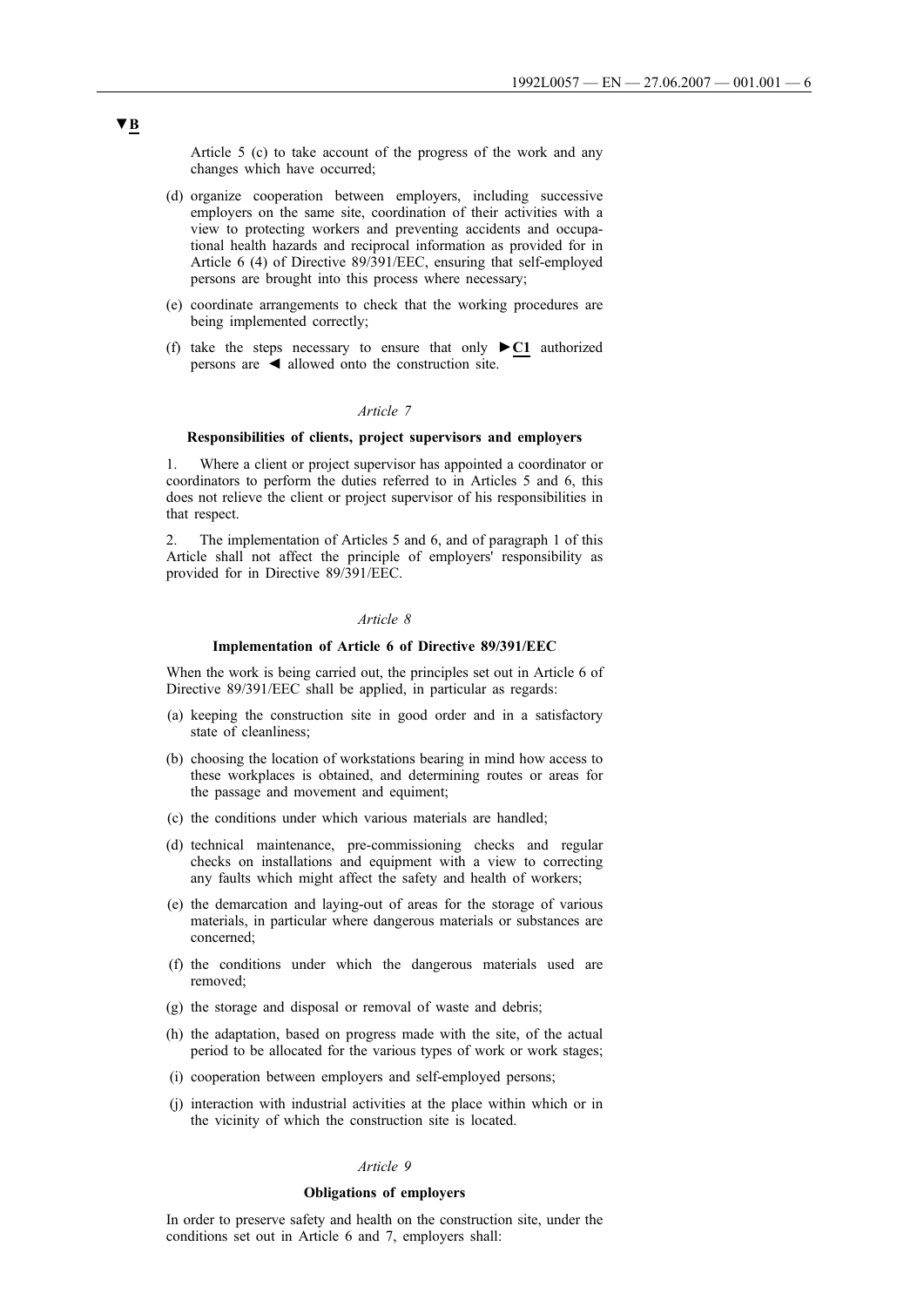▼B

Article 5 (c) to take account of the progress of the work and any changes which have occurred;

(d) organize cooperation between employers, including successive employers on the same site, coordination of their activities with a view to protecting workers and preventing accidents and occupational health hazards and reciprocal information as provided for in Article 6 (4) of Directive 89/391/EEC, ensuring that self-employed persons are brought into this process where necessary;

(e) coordinate arrangements to check that the working procedures are being implemented correctly;

(f) take the steps necessary to ensure that only ►C1 authorized persons are ◄ allowed onto the construction site.

*Article 7*

**Responsibilities of clients, project supervisors and employers**

1. Where a client or project supervisor has appointed a coordinator or coordinators to perform the duties referred to in Articles 5 and 6, this does not relieve the client or project supervisor of his responsibilities in that respect.

2. The implementation of Articles 5 and 6, and of paragraph 1 of this Article shall not affect the principle of employers' responsibility as provided for in Directive 89/391/EEC.

*Article 8*

**Implementation of Article 6 of Directive 89/391/EEC**

When the work is being carried out, the principles set out in Article 6 of Directive 89/391/EEC shall be applied, in particular as regards:

(a) keeping the construction site in good order and in a satisfactory state of cleanliness;

(b) choosing the location of workstations bearing in mind how access to these workplaces is obtained, and determining routes or areas for the passage and movement and equiment;

(c) the conditions under which various materials are handled;

(d) technical maintenance, pre-commissioning checks and regular checks on installations and equipment with a view to correcting any faults which might affect the safety and health of workers;

(e) the demarcation and laying-out of areas for the storage of various materials, in particular where dangerous materials or substances are concerned;

(f) the conditions under which the dangerous materials used are removed;

(g) the storage and disposal or removal of waste and debris;

(h) the adaptation, based on progress made with the site, of the actual period to be allocated for the various types of work or work stages;

(i) cooperation between employers and self-employed persons;

(j) interaction with industrial activities at the place within which or in the vicinity of which the construction site is located.

*Article 9*

**Obligations of employers**

In order to preserve safety and health on the construction site, under the conditions set out in Article 6 and 7, employers shall: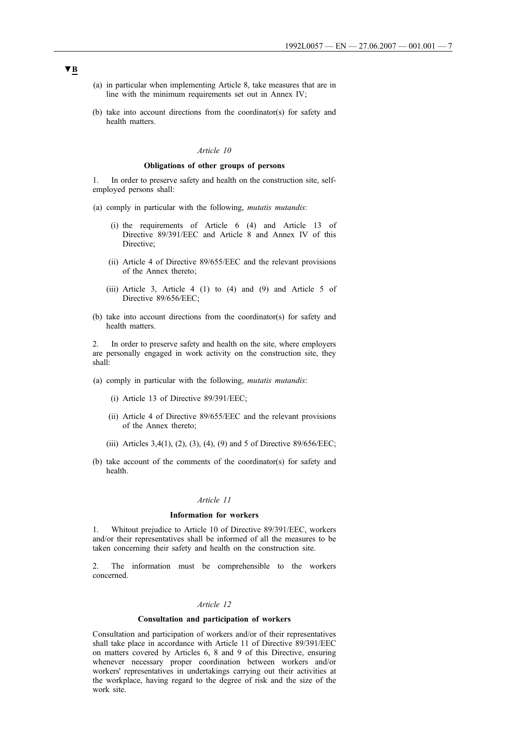▼B

(a) in particular when implementing Article 8, take measures that are in line with the minimum requirements set out in Annex IV;

(b) take into account directions from the coordinator(s) for safety and health matters.

*Article 10*

**Obligations of other groups of persons**

1. In order to preserve safety and health on the construction site, self-employed persons shall:

(a) comply in particular with the following, *mutatis mutandis*:

   (i) the requirements of Article 6 (4) and Article 13 of Directive 89/391/EEC and Article 8 and Annex IV of this Directive;

   (ii) Article 4 of Directive 89/655/EEC and the relevant provisions of the Annex thereto;

   (iii) Article 3, Article 4 (1) to (4) and (9) and Article 5 of Directive 89/656/EEC;

(b) take into account directions from the coordinator(s) for safety and health matters.

2. In order to preserve safety and health on the site, where employers are personally engaged in work activity on the construction site, they shall:

(a) comply in particular with the following, *mutatis mutandis*:

   (i) Article 13 of Directive 89/391/EEC;

   (ii) Article 4 of Directive 89/655/EEC and the relevant provisions of the Annex thereto;

   (iii) Articles 3,4(1), (2), (3), (4), (9) and 5 of Directive 89/656/EEC;

(b) take account of the comments of the coordinator(s) for safety and health.

*Article 11*

**Information for workers**

1. Whitout prejudice to Article 10 of Directive 89/391/EEC, workers and/or their representatives shall be informed of all the measures to be taken concerning their safety and health on the construction site.

2. The information must be comprehensible to the workers concerned.

*Article 12*

**Consultation and participation of workers**

Consultation and participation of workers and/or of their representatives shall take place in accordance with Article 11 of Directive 89/391/EEC on matters covered by Articles 6, 8 and 9 of this Directive, ensuring whenever necessary proper coordination between workers and/or workers' representatives in undertakings carrying out their activities at the workplace, having regard to the degree of risk and the size of the work site.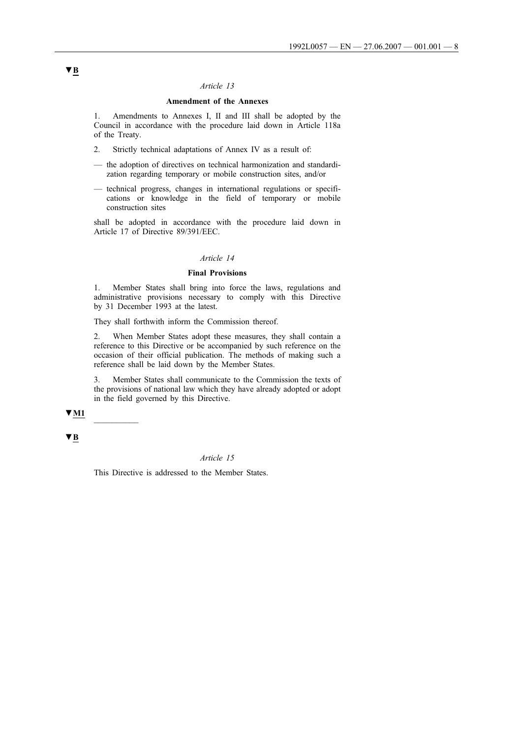▼B

*Article 13*

**Amendment of the Annexes**

1. Amendments to Annexes I, II and III shall be adopted by the Council in accordance with the procedure laid down in Article 118a of the Treaty.

2. Strictly technical adaptations of Annex IV as a result of:

— the adoption of directives on technical harmonization and standardization regarding temporary or mobile construction sites, and/or

— technical progress, changes in international regulations or specifications or knowledge in the field of temporary or mobile construction sites

shall be adopted in accordance with the procedure laid down in Article 17 of Directive 89/391/EEC.

*Article 14*

**Final Provisions**

1. Member States shall bring into force the laws, regulations and administrative provisions necessary to comply with this Directive by 31 December 1993 at the latest.

They shall forthwith inform the Commission thereof.

2. When Member States adopt these measures, they shall contain a reference to this Directive or be accompanied by such reference on the occasion of their official publication. The methods of making such a reference shall be laid down by the Member States.

3. Member States shall communicate to the Commission the texts of the provisions of national law which they have already adopted or adopt in the field governed by this Directive.

▼M1

__________

▼B

*Article 15*

This Directive is addressed to the Member States.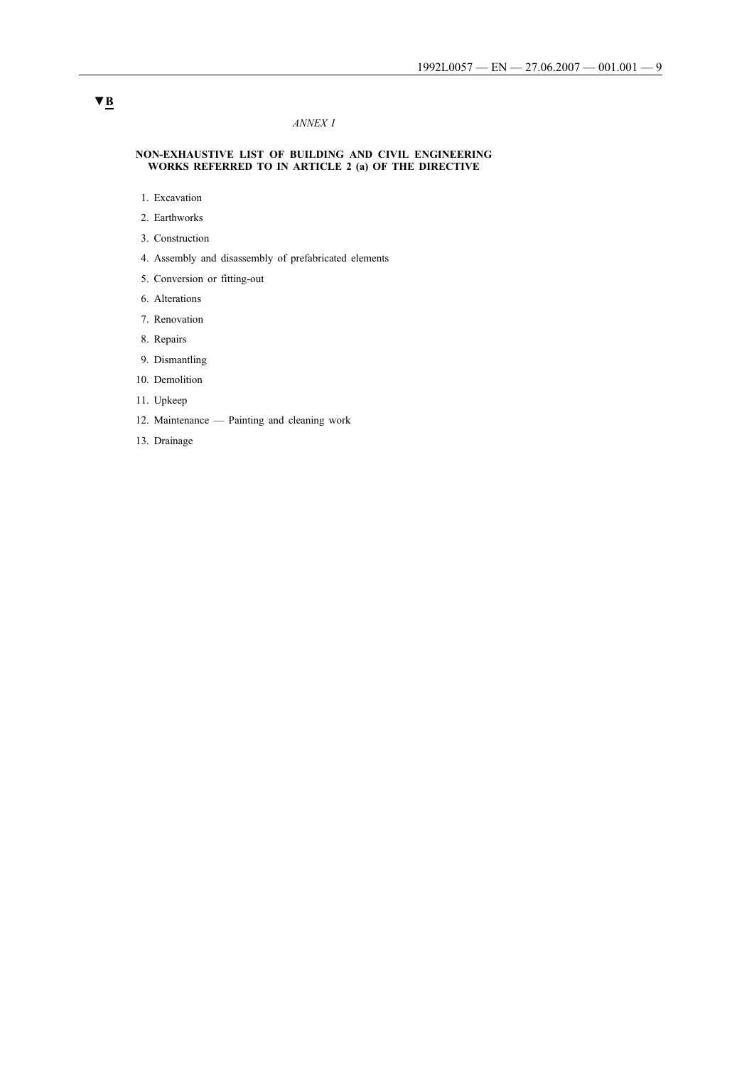▼B

*ANNEX I*

**NON-EXHAUSTIVE LIST OF BUILDING AND CIVIL ENGINEERING WORKS REFERRED TO IN ARTICLE 2 (a) OF THE DIRECTIVE**

1. Excavation
2. Earthworks
3. Construction
4. Assembly and disassembly of prefabricated elements
5. Conversion or fitting-out
6. Alterations
7. Renovation
8. Repairs
9. Dismantling
10. Demolition
11. Upkeep
12. Maintenance — Painting and cleaning work
13. Drainage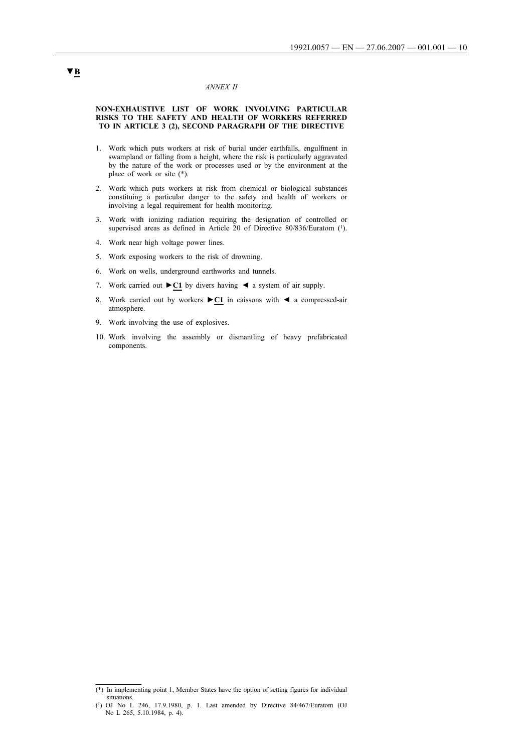▼B

*ANNEX II*

**NON-EXHAUSTIVE LIST OF WORK INVOLVING PARTICULAR RISKS TO THE SAFETY AND HEALTH OF WORKERS REFERRED TO IN ARTICLE 3 (2), SECOND PARAGRAPH OF THE DIRECTIVE**

1. Work which puts workers at risk of burial under earthfalls, engulfment in swampland or falling from a height, where the risk is particularly aggravated by the nature of the work or processes used or by the environment at the place of work or site (*).
2. Work which puts workers at risk from chemical or biological substances constituing a particular danger to the safety and health of workers or involving a legal requirement for health monitoring.
3. Work with ionizing radiation requiring the designation of controlled or supervised areas as defined in Article 20 of Directive 80/836/Euratom [1].
4. Work near high voltage power lines.
5. Work exposing workers to the risk of drowning.
6. Work on wells, underground earthworks and tunnels.
7. Work carried out ►C1 by divers having ◄ a system of air supply.
8. Work carried out by workers ►C1 in caissons with ◄ a compressed-air atmosphere.
9. Work involving the use of explosives.
10. Work involving the assembly or dismantling of heavy prefabricated components.

---

(*) In implementing point 1, Member States have the option of setting figures for individual situations.

[1] OJ No L 246, 17.9.1980, p. 1. Last amended by Directive 84/467/Euratom (OJ No L 265, 5.10.1984, p. 4).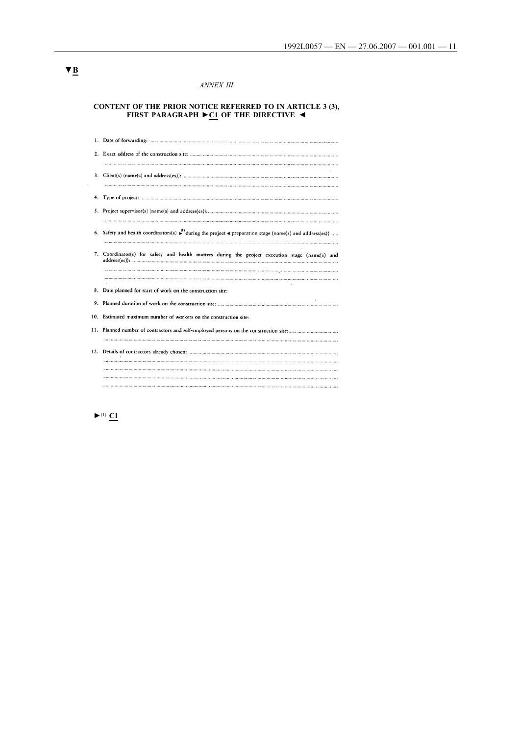▼B

*ANNEX III*

## CONTENT OF THE PRIOR NOTICE REFERRED TO IN ARTICLE 3 (3), FIRST PARAGRAPH ►C1 OF THE DIRECTIVE ◄

1. Date of forwarding: ..............................................................................................................................

2. Exact address of the construction site: ..............................................................................................
..........................................................................................................................................................

3. Client(s) (name(s) and address(es)): ..................................................................................................
..........................................................................................................................................................

4. Type of project: ....................................................................................................................................

5. Project supervisor(s) (name(s) and address(es)):..............................................................................
..........................................................................................................................................................

6. Safety and health coordinators(s) ►(1) during the project ◄ preparation stage (name(s) and address(es)) .....
..........................................................................................................................................................

7. Coordinator(s) for safety and health matters during the project execution stage (name(s) and address(es)): ..............................................................................................................................
..........................................................................................................................................................
..........................................................................................................................................................

8. Date planned for start of work on the construction site:

9. Planned duration of work on the construction site: ...........................................................................

10. Estimated maximum number of workers on the construction site:

11. Planned number of contractors and self-employed persons on the construction site:.......................
..........................................................................................................................................................

12. Details of contractors already chosen: ..............................................................................................
..........................................................................................................................................................
..........................................................................................................................................................
..........................................................................................................................................................
..........................................................................................................................................................

►(1) C1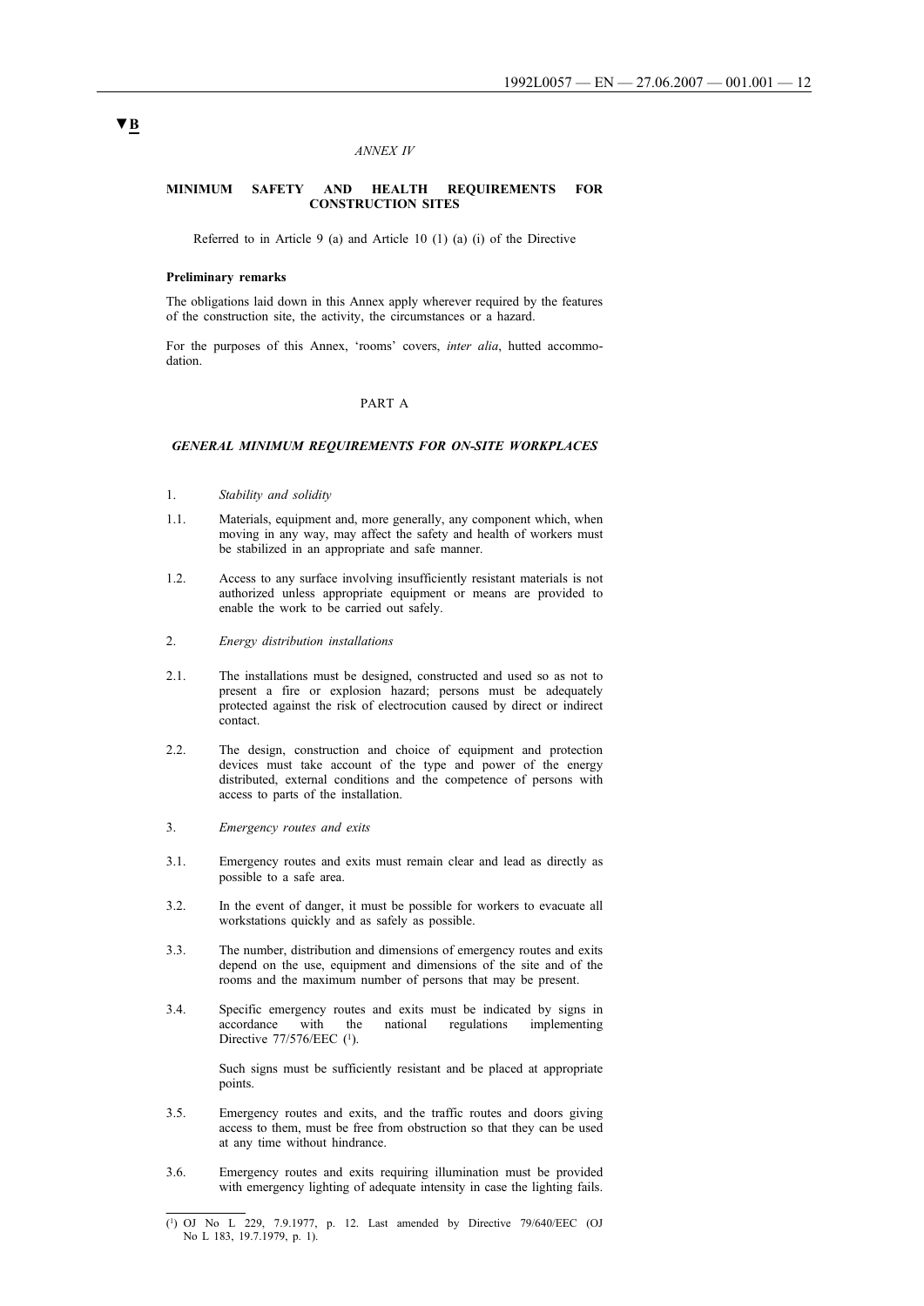▼B

*ANNEX IV*

**MINIMUM SAFETY AND HEALTH REQUIREMENTS FOR CONSTRUCTION SITES**

Referred to in Article 9 (a) and Article 10 (1) (a) (i) of the Directive

**Preliminary remarks**

The obligations laid down in this Annex apply wherever required by the features of the construction site, the activity, the circumstances or a hazard.

For the purposes of this Annex, 'rooms' covers, *inter alia*, hutted accommodation.

PART A

***GENERAL MINIMUM REQUIREMENTS FOR ON-SITE WORKPLACES***

1. *Stability and solidity*

1.1. Materials, equipment and, more generally, any component which, when moving in any way, may affect the safety and health of workers must be stabilized in an appropriate and safe manner.

1.2. Access to any surface involving insufficiently resistant materials is not authorized unless appropriate equipment or means are provided to enable the work to be carried out safely.

2. *Energy distribution installations*

2.1. The installations must be designed, constructed and used so as not to present a fire or explosion hazard; persons must be adequately protected against the risk of electrocution caused by direct or indirect contact.

2.2. The design, construction and choice of equipment and protection devices must take account of the type and power of the energy distributed, external conditions and the competence of persons with access to parts of the installation.

3. *Emergency routes and exits*

3.1. Emergency routes and exits must remain clear and lead as directly as possible to a safe area.

3.2. In the event of danger, it must be possible for workers to evacuate all workstations quickly and as safely as possible.

3.3. The number, distribution and dimensions of emergency routes and exits depend on the use, equipment and dimensions of the site and of the rooms and the maximum number of persons that may be present.

3.4. Specific emergency routes and exits must be indicated by signs in accordance with the national regulations implementing Directive 77/576/EEC [1].

Such signs must be sufficiently resistant and be placed at appropriate points.

3.5. Emergency routes and exits, and the traffic routes and doors giving access to them, must be free from obstruction so that they can be used at any time without hindrance.

3.6. Emergency routes and exits requiring illumination must be provided with emergency lighting of adequate intensity in case the lighting fails.

[1] OJ No L 229, 7.9.1977, p. 12. Last amended by Directive 79/640/EEC (OJ No L 183, 19.7.1979, p. 1).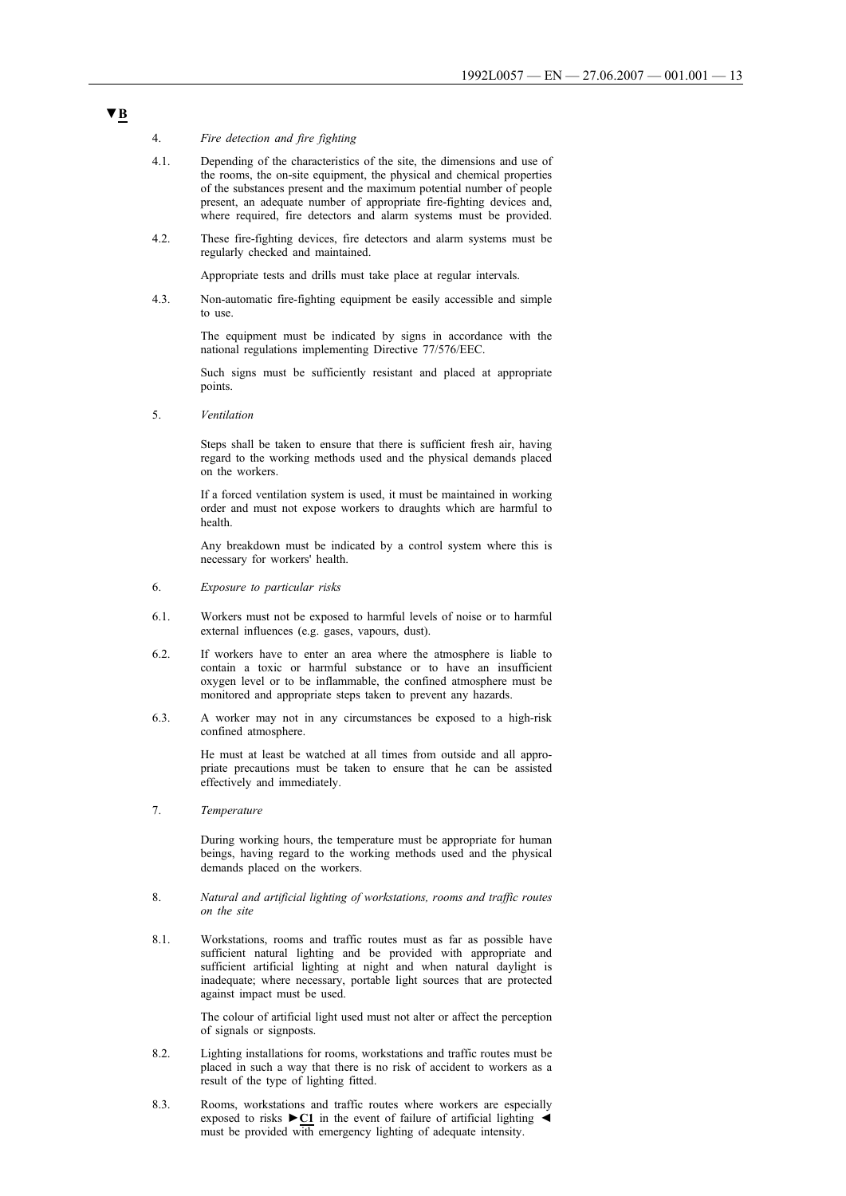**▼B**

4. *Fire detection and fire fighting*

4.1. Depending of the characteristics of the site, the dimensions and use of the rooms, the on-site equipment, the physical and chemical properties of the substances present and the maximum potential number of people present, an adequate number of appropriate fire-fighting devices and, where required, fire detectors and alarm systems must be provided.

4.2. These fire-fighting devices, fire detectors and alarm systems must be regularly checked and maintained.

Appropriate tests and drills must take place at regular intervals.

4.3. Non-automatic fire-fighting equipment be easily accessible and simple to use.

The equipment must be indicated by signs in accordance with the national regulations implementing Directive 77/576/EEC.

Such signs must be sufficiently resistant and placed at appropriate points.

5. *Ventilation*

Steps shall be taken to ensure that there is sufficient fresh air, having regard to the working methods used and the physical demands placed on the workers.

If a forced ventilation system is used, it must be maintained in working order and must not expose workers to draughts which are harmful to health.

Any breakdown must be indicated by a control system where this is necessary for workers' health.

6. *Exposure to particular risks*

6.1. Workers must not be exposed to harmful levels of noise or to harmful external influences (e.g. gases, vapours, dust).

6.2. If workers have to enter an area where the atmosphere is liable to contain a toxic or harmful substance or to have an insufficient oxygen level or to be inflammable, the confined atmosphere must be monitored and appropriate steps taken to prevent any hazards.

6.3. A worker may not in any circumstances be exposed to a high-risk confined atmosphere.

He must at least be watched at all times from outside and all appropriate precautions must be taken to ensure that he can be assisted effectively and immediately.

7. *Temperature*

During working hours, the temperature must be appropriate for human beings, having regard to the working methods used and the physical demands placed on the workers.

8. *Natural and artificial lighting of workstations, rooms and traffic routes on the site*

8.1. Workstations, rooms and traffic routes must as far as possible have sufficient natural lighting and be provided with appropriate and sufficient artificial lighting at night and when natural daylight is inadequate; where necessary, portable light sources that are protected against impact must be used.

The colour of artificial light used must not alter or affect the perception of signals or signposts.

8.2. Lighting installations for rooms, workstations and traffic routes must be placed in such a way that there is no risk of accident to workers as a result of the type of lighting fitted.

8.3. Rooms, workstations and traffic routes where workers are especially exposed to risks ►**C1** in the event of failure of artificial lighting ◄ must be provided with emergency lighting of adequate intensity.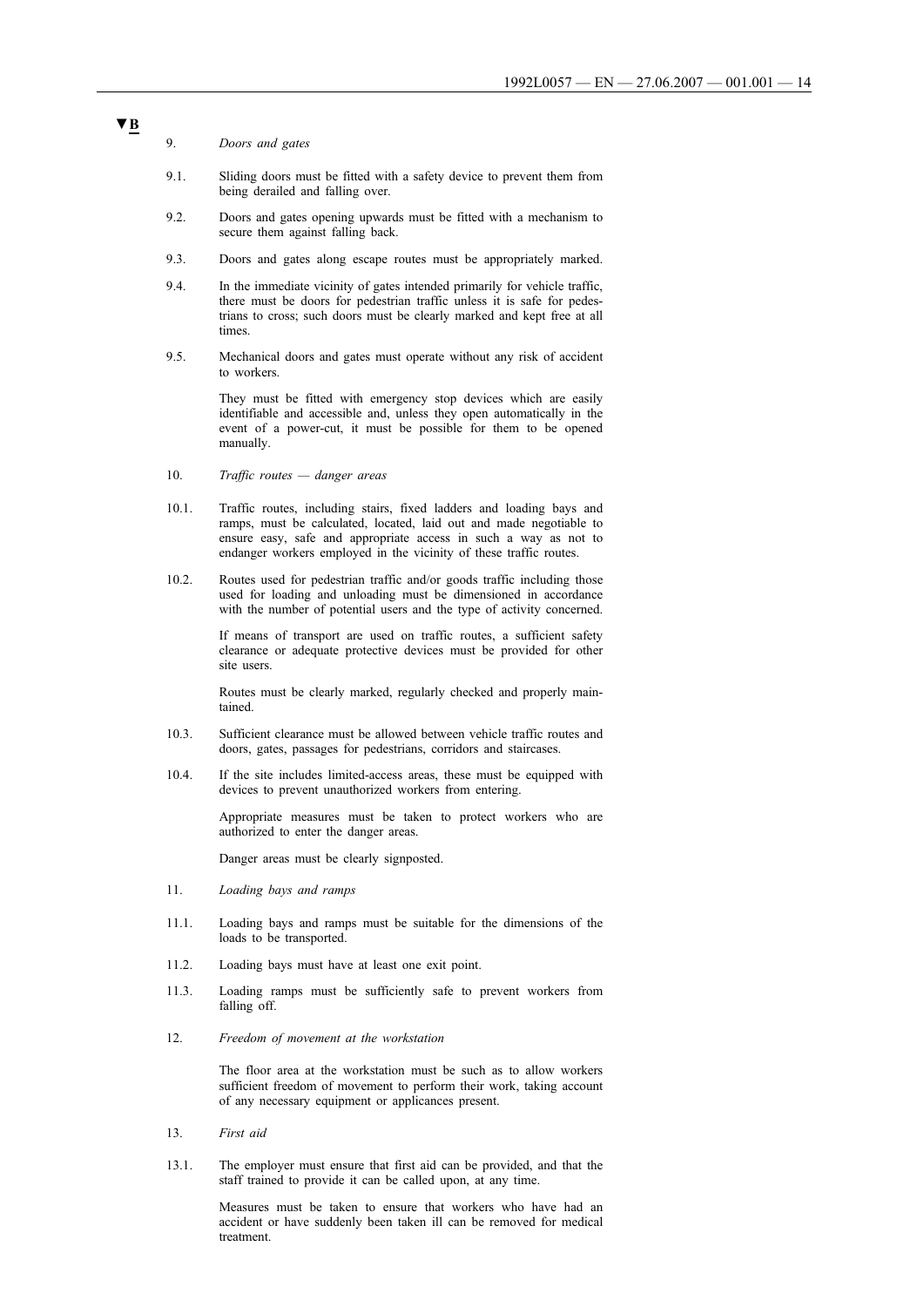▼B

9. *Doors and gates*

9.1. Sliding doors must be fitted with a safety device to prevent them from being derailed and falling over.

9.2. Doors and gates opening upwards must be fitted with a mechanism to secure them against falling back.

9.3. Doors and gates along escape routes must be appropriately marked.

9.4. In the immediate vicinity of gates intended primarily for vehicle traffic, there must be doors for pedestrian traffic unless it is safe for pedestrians to cross; such doors must be clearly marked and kept free at all times.

9.5. Mechanical doors and gates must operate without any risk of accident to workers.

They must be fitted with emergency stop devices which are easily identifiable and accessible and, unless they open automatically in the event of a power-cut, it must be possible for them to be opened manually.

10. *Traffic routes — danger areas*

10.1. Traffic routes, including stairs, fixed ladders and loading bays and ramps, must be calculated, located, laid out and made negotiable to ensure easy, safe and appropriate access in such a way as not to endanger workers employed in the vicinity of these traffic routes.

10.2. Routes used for pedestrian traffic and/or goods traffic including those used for loading and unloading must be dimensioned in accordance with the number of potential users and the type of activity concerned.

If means of transport are used on traffic routes, a sufficient safety clearance or adequate protective devices must be provided for other site users.

Routes must be clearly marked, regularly checked and properly maintained.

10.3. Sufficient clearance must be allowed between vehicle traffic routes and doors, gates, passages for pedestrians, corridors and staircases.

10.4. If the site includes limited-access areas, these must be equipped with devices to prevent unauthorized workers from entering.

Appropriate measures must be taken to protect workers who are authorized to enter the danger areas.

Danger areas must be clearly signposted.

11. *Loading bays and ramps*

11.1. Loading bays and ramps must be suitable for the dimensions of the loads to be transported.

11.2. Loading bays must have at least one exit point.

11.3. Loading ramps must be sufficiently safe to prevent workers from falling off.

12. *Freedom of movement at the workstation*

The floor area at the workstation must be such as to allow workers sufficient freedom of movement to perform their work, taking account of any necessary equipment or applicances present.

13. *First aid*

13.1. The employer must ensure that first aid can be provided, and that the staff trained to provide it can be called upon, at any time.

Measures must be taken to ensure that workers who have had an accident or have suddenly been taken ill can be removed for medical treatment.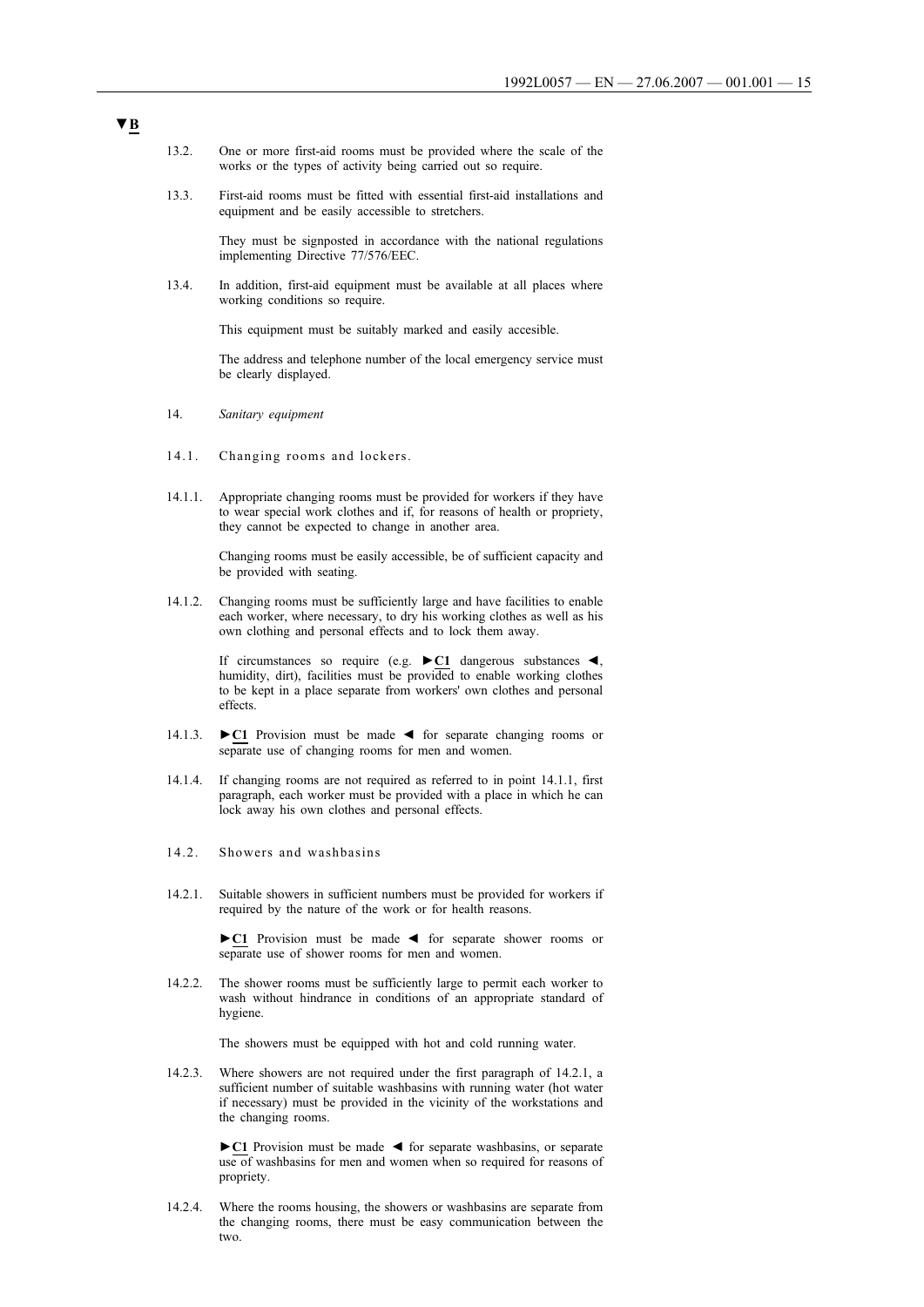▼B

13.2. One or more first-aid rooms must be provided where the scale of the works or the types of activity being carried out so require.

13.3. First-aid rooms must be fitted with essential first-aid installations and equipment and be easily accessible to stretchers.

They must be signposted in accordance with the national regulations implementing Directive 77/576/EEC.

13.4. In addition, first-aid equipment must be available at all places where working conditions so require.

This equipment must be suitably marked and easily accesible.

The address and telephone number of the local emergency service must be clearly displayed.

14. *Sanitary equipment*

14.1. Changing rooms and lockers.

14.1.1. Appropriate changing rooms must be provided for workers if they have to wear special work clothes and if, for reasons of health or propriety, they cannot be expected to change in another area.

Changing rooms must be easily accessible, be of sufficient capacity and be provided with seating.

14.1.2. Changing rooms must be sufficiently large and have facilities to enable each worker, where necessary, to dry his working clothes as well as his own clothing and personal effects and to lock them away.

If circumstances so require (e.g. ►C1 dangerous substances ◄, humidity, dirt), facilities must be provided to enable working clothes to be kept in a place separate from workers' own clothes and personal effects.

14.1.3. ►C1 Provision must be made ◄ for separate changing rooms or separate use of changing rooms for men and women.

14.1.4. If changing rooms are not required as referred to in point 14.1.1, first paragraph, each worker must be provided with a place in which he can lock away his own clothes and personal effects.

14.2. Showers and washbasins

14.2.1. Suitable showers in sufficient numbers must be provided for workers if required by the nature of the work or for health reasons.

►C1 Provision must be made ◄ for separate shower rooms or separate use of shower rooms for men and women.

14.2.2. The shower rooms must be sufficiently large to permit each worker to wash without hindrance in conditions of an appropriate standard of hygiene.

The showers must be equipped with hot and cold running water.

14.2.3. Where showers are not required under the first paragraph of 14.2.1, a sufficient number of suitable washbasins with running water (hot water if necessary) must be provided in the vicinity of the workstations and the changing rooms.

►C1 Provision must be made ◄ for separate washbasins, or separate use of washbasins for men and women when so required for reasons of propriety.

14.2.4. Where the rooms housing, the showers or washbasins are separate from the changing rooms, there must be easy communication between the two.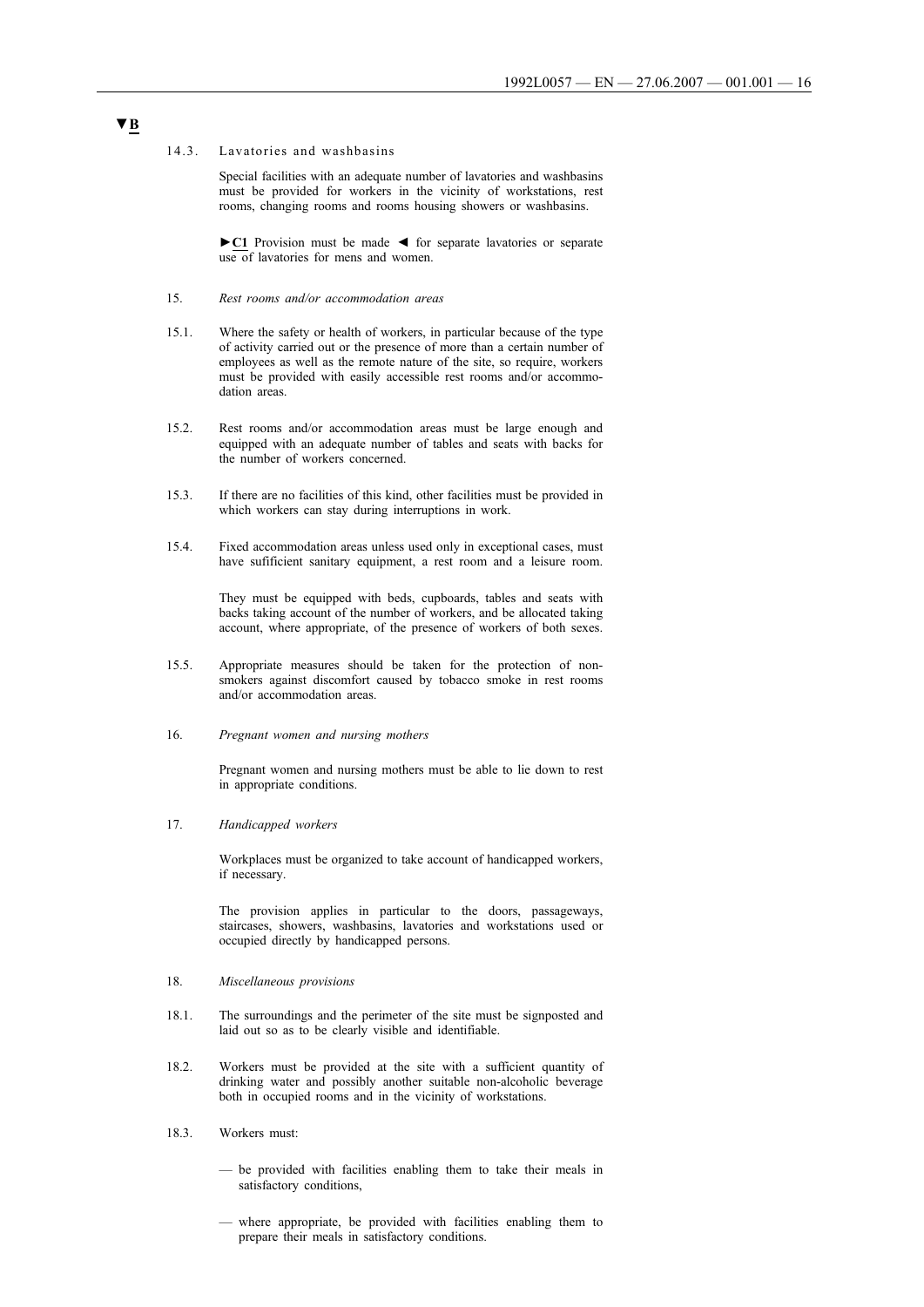▼B

14.3. Lavatories and washbasins

Special facilities with an adequate number of lavatories and washbasins must be provided for workers in the vicinity of workstations, rest rooms, changing rooms and rooms housing showers or washbasins.

►C1 Provision must be made ◄ for separate lavatories or separate use of lavatories for mens and women.

15. *Rest rooms and/or accommodation areas*

15.1. Where the safety or health of workers, in particular because of the type of activity carried out or the presence of more than a certain number of employees as well as the remote nature of the site, so require, workers must be provided with easily accessible rest rooms and/or accommodation areas.

15.2. Rest rooms and/or accommodation areas must be large enough and equipped with an adequate number of tables and seats with backs for the number of workers concerned.

15.3. If there are no facilities of this kind, other facilities must be provided in which workers can stay during interruptions in work.

15.4. Fixed accommodation areas unless used only in exceptional cases, must have sufficient sanitary equipment, a rest room and a leisure room.

They must be equipped with beds, cupboards, tables and seats with backs taking account of the number of workers, and be allocated taking account, where appropriate, of the presence of workers of both sexes.

15.5. Appropriate measures should be taken for the protection of non-smokers against discomfort caused by tobacco smoke in rest rooms and/or accommodation areas.

16. *Pregnant women and nursing mothers*

Pregnant women and nursing mothers must be able to lie down to rest in appropriate conditions.

17. *Handicapped workers*

Workplaces must be organized to take account of handicapped workers, if necessary.

The provision applies in particular to the doors, passageways, staircases, showers, washbasins, lavatories and workstations used or occupied directly by handicapped persons.

18. *Miscellaneous provisions*

18.1. The surroundings and the perimeter of the site must be signposted and laid out so as to be clearly visible and identifiable.

18.2. Workers must be provided at the site with a sufficient quantity of drinking water and possibly another suitable non-alcoholic beverage both in occupied rooms and in the vicinity of workstations.

18.3. Workers must:

— be provided with facilities enabling them to take their meals in satisfactory conditions,

— where appropriate, be provided with facilities enabling them to prepare their meals in satisfactory conditions.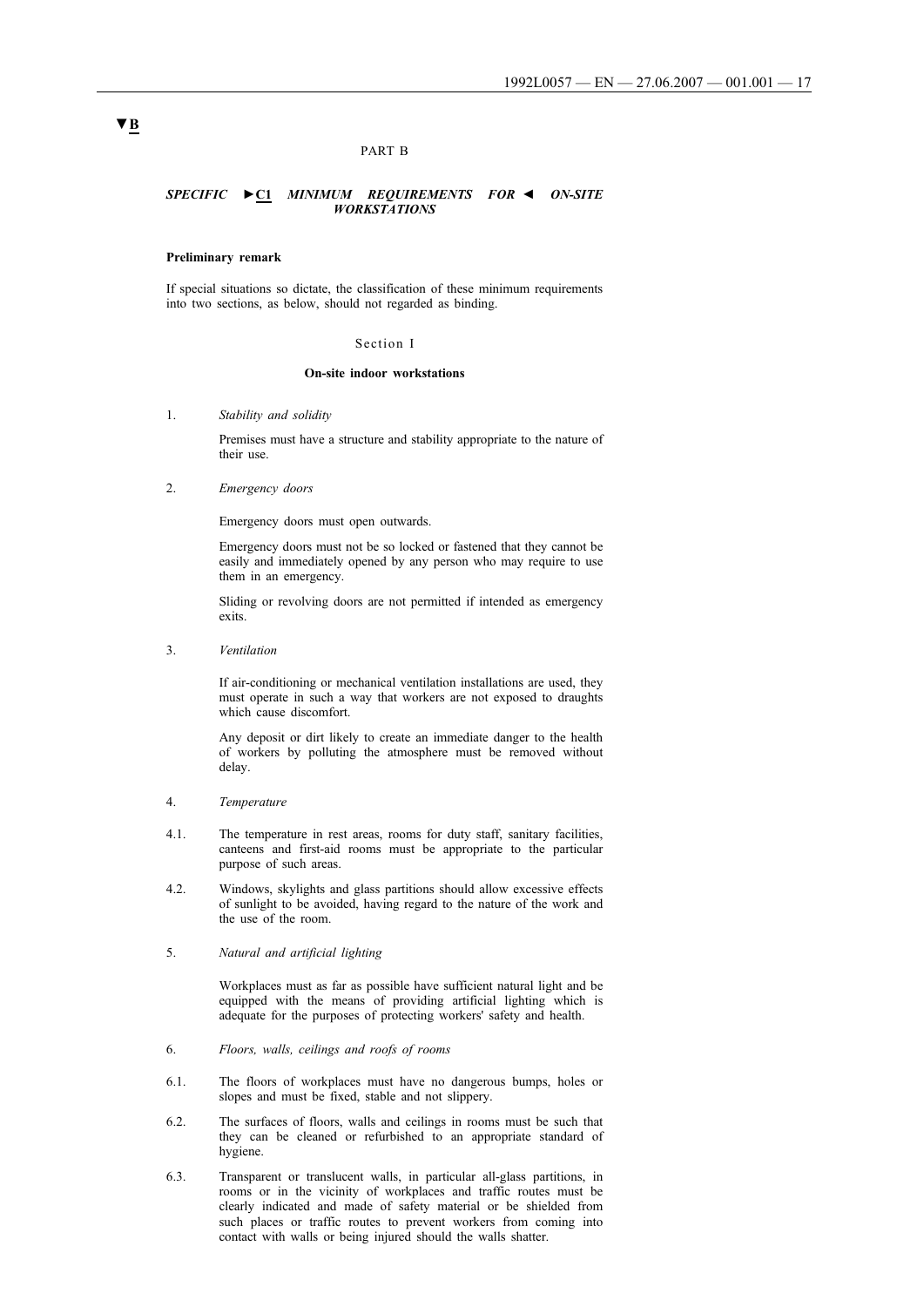▼B

PART B

## *SPECIFIC ►C1 MINIMUM REQUIREMENTS FOR ◄ ON-SITE WORKSTATIONS*

**Preliminary remark**

If special situations so dictate, the classification of these minimum requirements into two sections, as below, should not regarded as binding.

Section I

### On-site indoor workstations

1. *Stability and solidity*

   Premises must have a structure and stability appropriate to the nature of their use.

2. *Emergency doors*

   Emergency doors must open outwards.

   Emergency doors must not be so locked or fastened that they cannot be easily and immediately opened by any person who may require to use them in an emergency.

   Sliding or revolving doors are not permitted if intended as emergency exits.

3. *Ventilation*

   If air-conditioning or mechanical ventilation installations are used, they must operate in such a way that workers are not exposed to draughts which cause discomfort.

   Any deposit or dirt likely to create an immediate danger to the health of workers by polluting the atmosphere must be removed without delay.

4. *Temperature*

4.1. The temperature in rest areas, rooms for duty staff, sanitary facilities, canteens and first-aid rooms must be appropriate to the particular purpose of such areas.

4.2. Windows, skylights and glass partitions should allow excessive effects of sunlight to be avoided, having regard to the nature of the work and the use of the room.

5. *Natural and artificial lighting*

   Workplaces must as far as possible have sufficient natural light and be equipped with the means of providing artificial lighting which is adequate for the purposes of protecting workers' safety and health.

6. *Floors, walls, ceilings and roofs of rooms*

6.1. The floors of workplaces must have no dangerous bumps, holes or slopes and must be fixed, stable and not slippery.

6.2. The surfaces of floors, walls and ceilings in rooms must be such that they can be cleaned or refurbished to an appropriate standard of hygiene.

6.3. Transparent or translucent walls, in particular all-glass partitions, in rooms or in the vicinity of workplaces and traffic routes must be clearly indicated and made of safety material or be shielded from such places or traffic routes to prevent workers from coming into contact with walls or being injured should the walls shatter.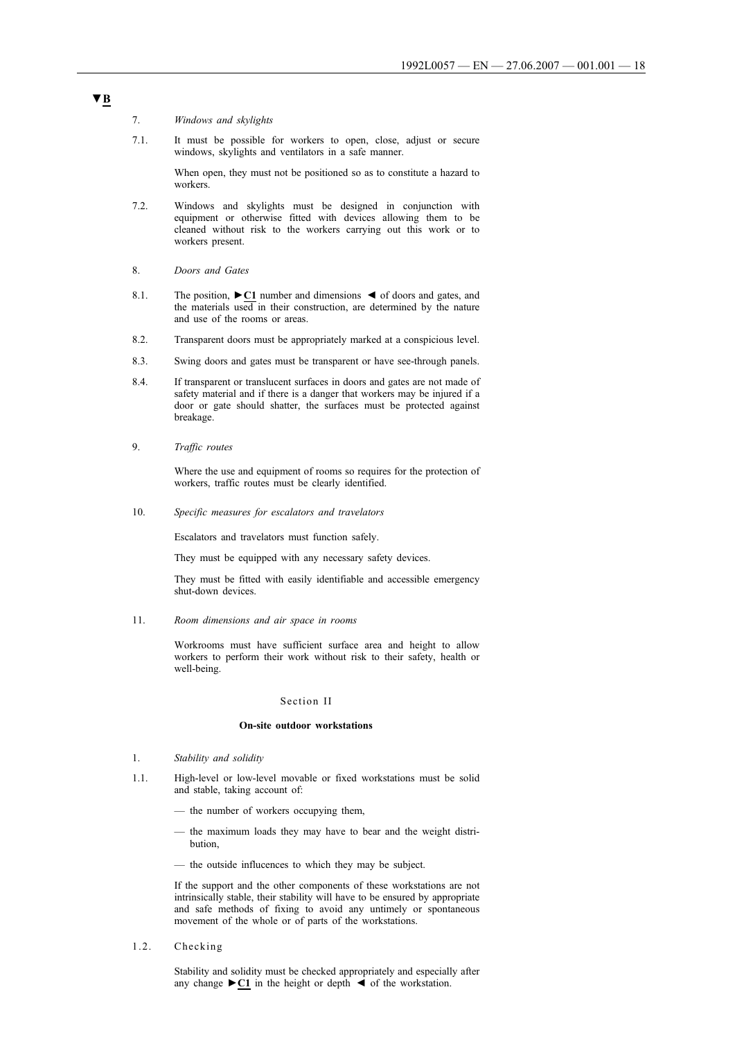▼B

7. *Windows and skylights*

7.1. It must be possible for workers to open, close, adjust or secure windows, skylights and ventilators in a safe manner.

When open, they must not be positioned so as to constitute a hazard to workers.

7.2. Windows and skylights must be designed in conjunction with equipment or otherwise fitted with devices allowing them to be cleaned without risk to the workers carrying out this work or to workers present.

8. *Doors and Gates*

8.1. The position, ►C1 number and dimensions ◄ of doors and gates, and the materials used in their construction, are determined by the nature and use of the rooms or areas.

8.2. Transparent doors must be appropriately marked at a conspicious level.

8.3. Swing doors and gates must be transparent or have see-through panels.

8.4. If transparent or translucent surfaces in doors and gates are not made of safety material and if there is a danger that workers may be injured if a door or gate should shatter, the surfaces must be protected against breakage.

9. *Traffic routes*

Where the use and equipment of rooms so requires for the protection of workers, traffic routes must be clearly identified.

10. *Specific measures for escalators and travelators*

Escalators and travelators must function safely.

They must be equipped with any necessary safety devices.

They must be fitted with easily identifiable and accessible emergency shut-down devices.

11. *Room dimensions and air space in rooms*

Workrooms must have sufficient surface area and height to allow workers to perform their work without risk to their safety, health or well-being.

## Section II

### On-site outdoor workstations

1. *Stability and solidity*

1.1. High-level or low-level movable or fixed workstations must be solid and stable, taking account of:

— the number of workers occupying them,

— the maximum loads they may have to bear and the weight distribution,

— the outside influcences to which they may be subject.

If the support and the other components of these workstations are not intrinsically stable, their stability will have to be ensured by appropriate and safe methods of fixing to avoid any untimely or spontaneous movement of the whole or of parts of the workstations.

1.2. Checking

Stability and solidity must be checked appropriately and especially after any change ►C1 in the height or depth ◄ of the workstation.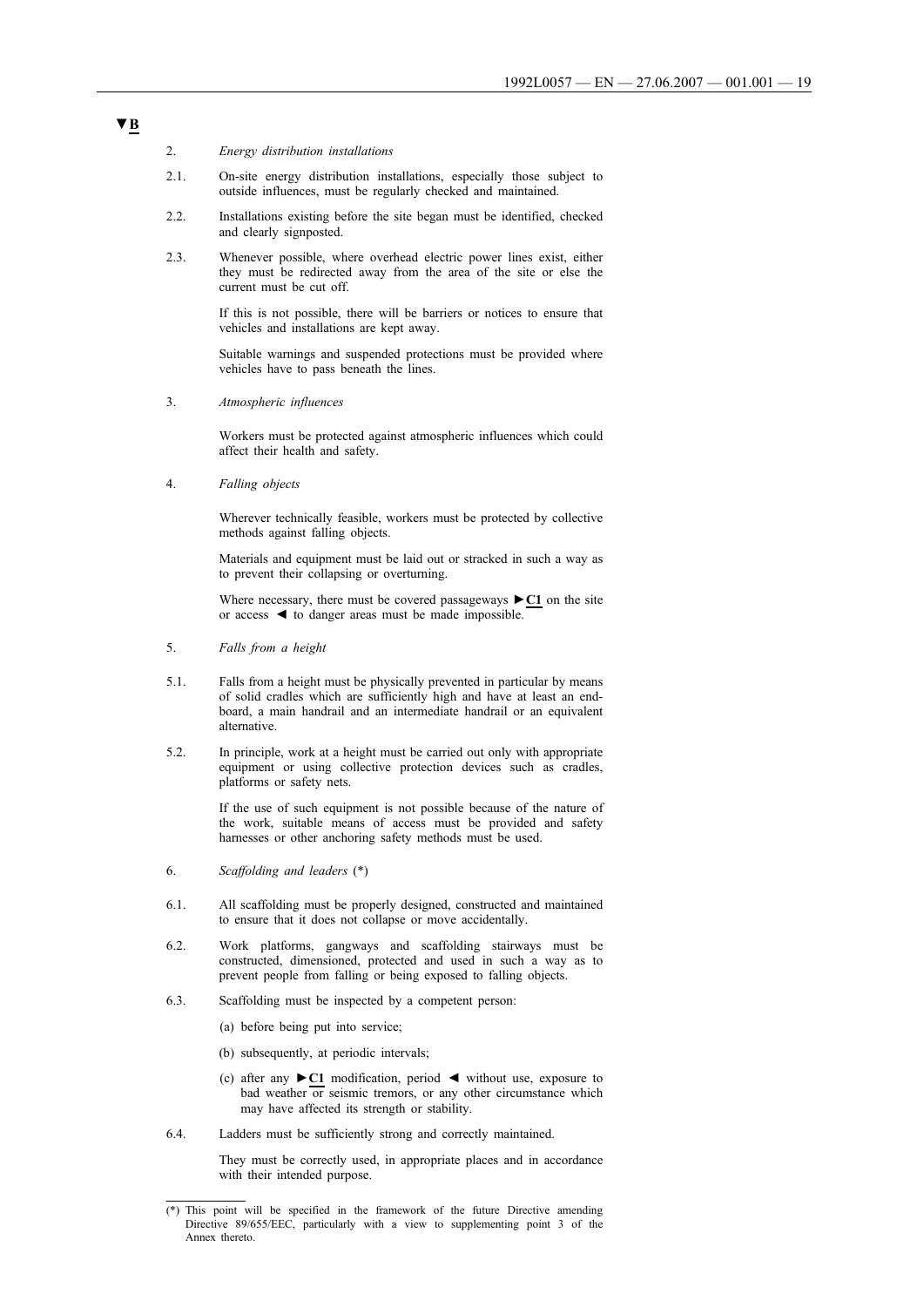▼B

2. *Energy distribution installations*

2.1. On-site energy distribution installations, especially those subject to outside influences, must be regularly checked and maintained.

2.2. Installations existing before the site began must be identified, checked and clearly signposted.

2.3. Whenever possible, where overhead electric power lines exist, either they must be redirected away from the area of the site or else the current must be cut off.

If this is not possible, there will be barriers or notices to ensure that vehicles and installations are kept away.

Suitable warnings and suspended protections must be provided where vehicles have to pass beneath the lines.

3. *Atmospheric influences*

Workers must be protected against atmospheric influences which could affect their health and safety.

4. *Falling objects*

Wherever technically feasible, workers must be protected by collective methods against falling objects.

Materials and equipment must be laid out or stracked in such a way as to prevent their collapsing or overturning.

Where necessary, there must be covered passageways ►C1 on the site or access ◄ to danger areas must be made impossible.

5. *Falls from a height*

5.1. Falls from a height must be physically prevented in particular by means of solid cradles which are sufficiently high and have at least an end-board, a main handrail and an intermediate handrail or an equivalent alternative.

5.2. In principle, work at a height must be carried out only with appropriate equipment or using collective protection devices such as cradles, platforms or safety nets.

If the use of such equipment is not possible because of the nature of the work, suitable means of access must be provided and safety harnesses or other anchoring safety methods must be used.

6. *Scaffolding and leaders* (*)

6.1. All scaffolding must be properly designed, constructed and maintained to ensure that it does not collapse or move accidentally.

6.2. Work platforms, gangways and scaffolding stairways must be constructed, dimensioned, protected and used in such a way as to prevent people from falling or being exposed to falling objects.

6.3. Scaffolding must be inspected by a competent person:

(a) before being put into service;

(b) subsequently, at periodic intervals;

(c) after any ►C1 modification, period ◄ without use, exposure to bad weather or seismic tremors, or any other circumstance which may have affected its strength or stability.

6.4. Ladders must be sufficiently strong and correctly maintained.

They must be correctly used, in appropriate places and in accordance with their intended purpose.

---

(*) This point will be specified in the framework of the future Directive amending Directive 89/655/EEC, particularly with a view to supplementing point 3 of the Annex thereto.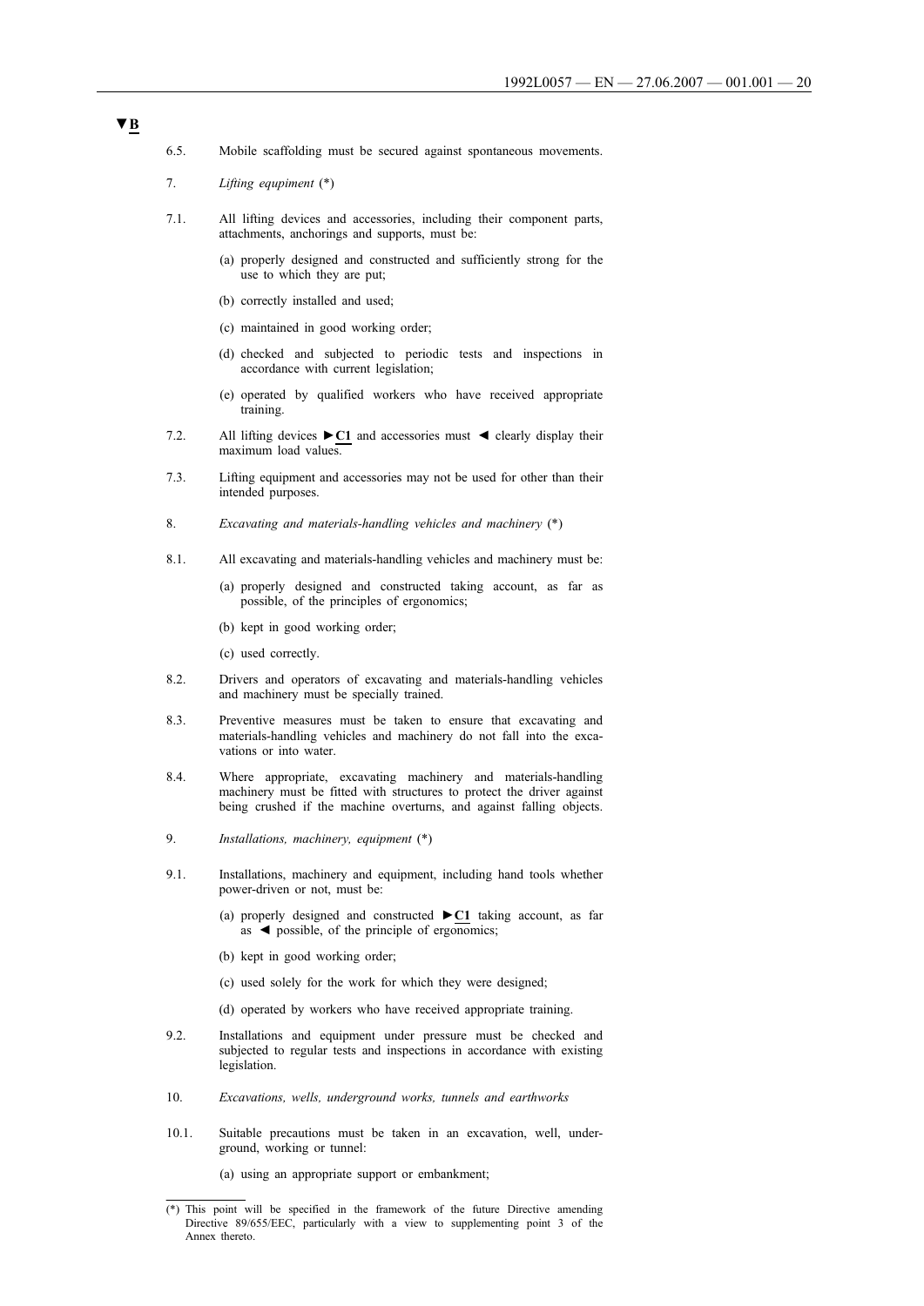▼B

6.5. Mobile scaffolding must be secured against spontaneous movements.

7. *Lifting equipment* (*)

7.1. All lifting devices and accessories, including their component parts, attachments, anchorings and supports, must be:

(a) properly designed and constructed and sufficiently strong for the use to which they are put;

(b) correctly installed and used;

(c) maintained in good working order;

(d) checked and subjected to periodic tests and inspections in accordance with current legislation;

(e) operated by qualified workers who have received appropriate training.

7.2. All lifting devices ►C1 and accessories must ◄ clearly display their maximum load values.

7.3. Lifting equipment and accessories may not be used for other than their intended purposes.

8. *Excavating and materials-handling vehicles and machinery* (*)

8.1. All excavating and materials-handling vehicles and machinery must be:

(a) properly designed and constructed taking account, as far as possible, of the principles of ergonomics;

(b) kept in good working order;

(c) used correctly.

8.2. Drivers and operators of excavating and materials-handling vehicles and machinery must be specially trained.

8.3. Preventive measures must be taken to ensure that excavating and materials-handling vehicles and machinery do not fall into the excavations or into water.

8.4. Where appropriate, excavating machinery and materials-handling machinery must be fitted with structures to protect the driver against being crushed if the machine overturns, and against falling objects.

9. *Installations, machinery, equipment* (*)

9.1. Installations, machinery and equipment, including hand tools whether power-driven or not, must be:

(a) properly designed and constructed ►C1 taking account, as far as ◄ possible, of the principle of ergonomics;

(b) kept in good working order;

(c) used solely for the work for which they were designed;

(d) operated by workers who have received appropriate training.

9.2. Installations and equipment under pressure must be checked and subjected to regular tests and inspections in accordance with existing legislation.

10. *Excavations, wells, underground works, tunnels and earthworks*

10.1. Suitable precautions must be taken in an excavation, well, underground, working or tunnel:

(a) using an appropriate support or embankment;

---

(*) This point will be specified in the framework of the future Directive amending Directive 89/655/EEC, particularly with a view to supplementing point 3 of the Annex thereto.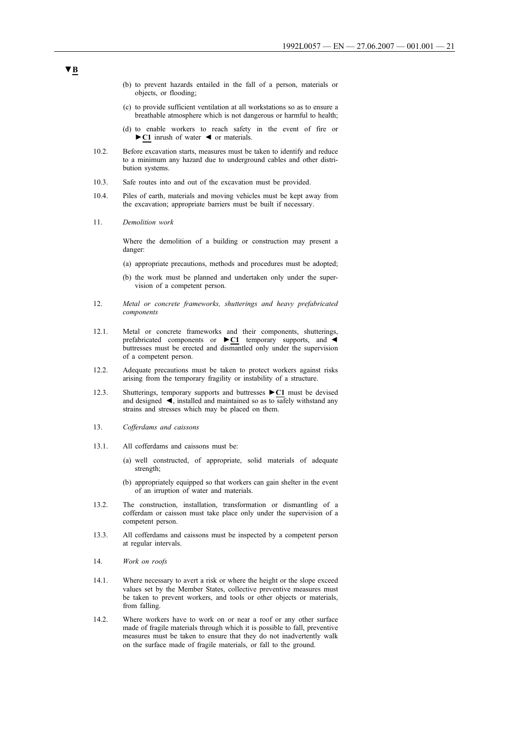▼B

(b) to prevent hazards entailed in the fall of a person, materials or objects, or flooding;

(c) to provide sufficient ventilation at all workstations so as to ensure a breathable atmosphere which is not dangerous or harmful to health;

(d) to enable workers to reach safety in the event of fire or ►C1 inrush of water ◄ or materials.

10.2. Before excavation starts, measures must be taken to identify and reduce to a minimum any hazard due to underground cables and other distribution systems.

10.3. Safe routes into and out of the excavation must be provided.

10.4. Piles of earth, materials and moving vehicles must be kept away from the excavation; appropriate barriers must be built if necessary.

11. *Demolition work*

Where the demolition of a building or construction may present a danger:

(a) appropriate precautions, methods and procedures must be adopted;

(b) the work must be planned and undertaken only under the supervision of a competent person.

12. *Metal or concrete frameworks, shutterings and heavy prefabricated components*

12.1. Metal or concrete frameworks and their components, shutterings, prefabricated components or ►C1 temporary supports, and ◄ buttresses must be erected and dismantled only under the supervision of a competent person.

12.2. Adequate precautions must be taken to protect workers against risks arising from the temporary fragility or instability of a structure.

12.3. Shutterings, temporary supports and buttresses ►C1 must be devised and designed ◄, installed and maintained so as to safely withstand any strains and stresses which may be placed on them.

13. *Cofferdams and caissons*

13.1. All cofferdams and caissons must be:

(a) well constructed, of appropriate, solid materials of adequate strength;

(b) appropriately equipped so that workers can gain shelter in the event of an irruption of water and materials.

13.2. The construction, installation, transformation or dismantling of a cofferdam or caisson must take place only under the supervision of a competent person.

13.3. All cofferdams and caissons must be inspected by a competent person at regular intervals.

14. *Work on roofs*

14.1. Where necessary to avert a risk or where the height or the slope exceed values set by the Member States, collective preventive measures must be taken to prevent workers, and tools or other objects or materials, from falling.

14.2. Where workers have to work on or near a roof or any other surface made of fragile materials through which it is possible to fall, preventive measures must be taken to ensure that they do not inadvertently walk on the surface made of fragile materials, or fall to the ground.